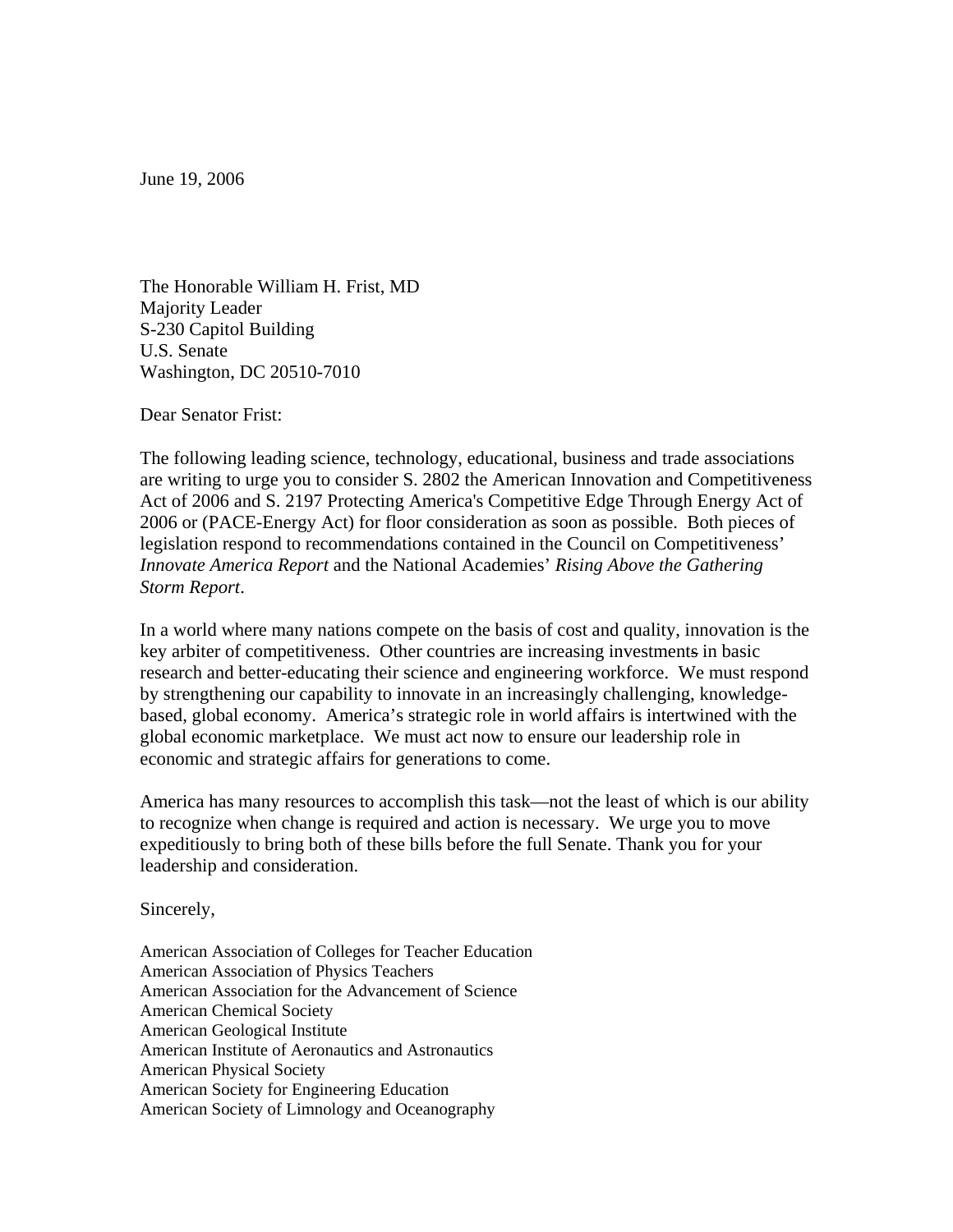June 19, 2006

The Honorable William H. Frist, MD
Majority Leader
S-230 Capitol Building
U.S. Senate
Washington, DC 20510-7010

Dear Senator Frist:

The following leading science, technology, educational, business and trade associations are writing to urge you to consider S. 2802 the American Innovation and Competitiveness Act of 2006 and S. 2197 Protecting America's Competitive Edge Through Energy Act of 2006 or (PACE-Energy Act) for floor consideration as soon as possible. Both pieces of legislation respond to recommendations contained in the Council on Competitiveness' *Innovate America Report* and the National Academies' *Rising Above the Gathering Storm Report*.

In a world where many nations compete on the basis of cost and quality, innovation is the key arbiter of competitiveness. Other countries are increasing investments in basic research and better-educating their science and engineering workforce. We must respond by strengthening our capability to innovate in an increasingly challenging, knowledge-based, global economy. America's strategic role in world affairs is intertwined with the global economic marketplace. We must act now to ensure our leadership role in economic and strategic affairs for generations to come.

America has many resources to accomplish this task—not the least of which is our ability to recognize when change is required and action is necessary. We urge you to move expeditiously to bring both of these bills before the full Senate. Thank you for your leadership and consideration.

Sincerely,

American Association of Colleges for Teacher Education
American Association of Physics Teachers
American Association for the Advancement of Science
American Chemical Society
American Geological Institute
American Institute of Aeronautics and Astronautics
American Physical Society
American Society for Engineering Education
American Society of Limnology and Oceanography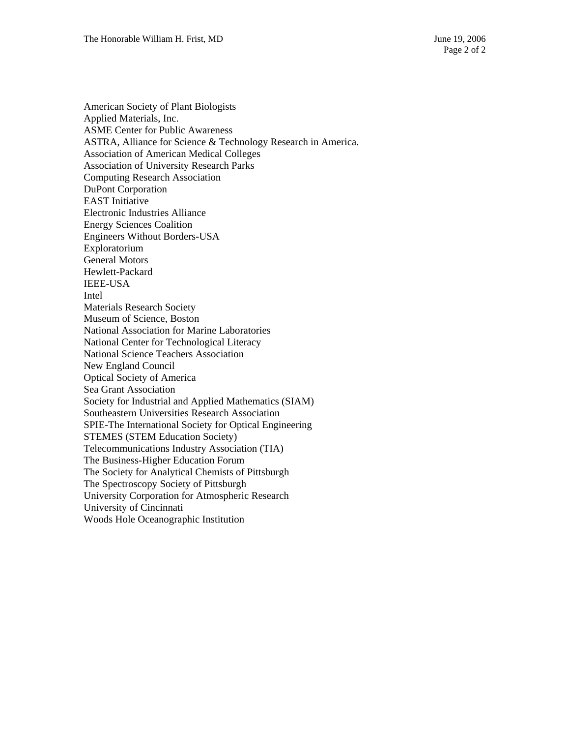American Society of Plant Biologists
Applied Materials, Inc.
ASME Center for Public Awareness
ASTRA, Alliance for Science & Technology Research in America.
Association of American Medical Colleges
Association of University Research Parks
Computing Research Association
DuPont Corporation
EAST Initiative
Electronic Industries Alliance
Energy Sciences Coalition
Engineers Without Borders-USA
Exploratorium
General Motors
Hewlett-Packard
IEEE-USA
Intel
Materials Research Society
Museum of Science, Boston
National Association for Marine Laboratories
National Center for Technological Literacy
National Science Teachers Association
New England Council
Optical Society of America
Sea Grant Association
Society for Industrial and Applied Mathematics (SIAM)
Southeastern Universities Research Association
SPIE-The International Society for Optical Engineering
STEMES (STEM Education Society)
Telecommunications Industry Association (TIA)
The Business-Higher Education Forum
The Society for Analytical Chemists of Pittsburgh
The Spectroscopy Society of Pittsburgh
University Corporation for Atmospheric Research
University of Cincinnati
Woods Hole Oceanographic Institution